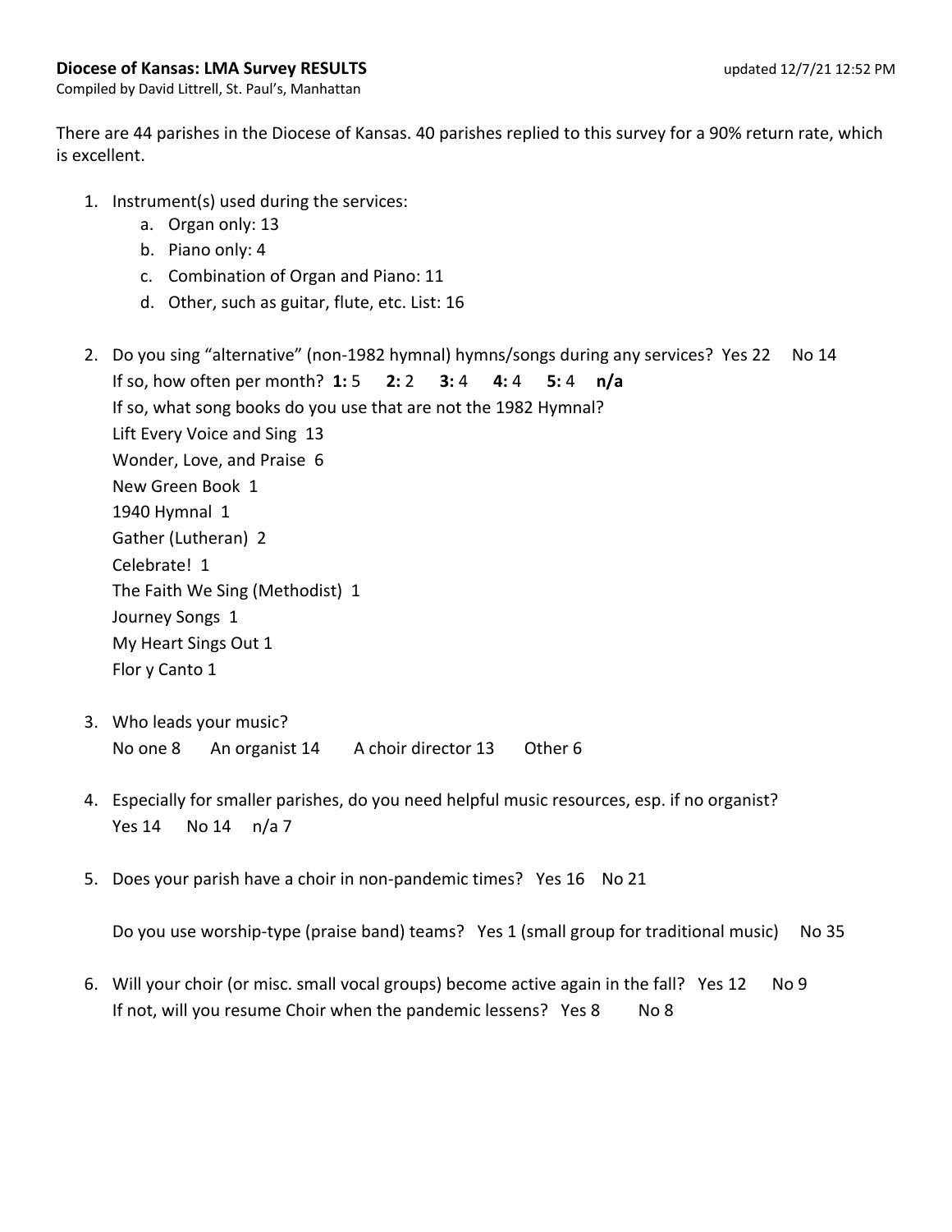**Diocese of Kansas: LMA Survey RESULTS** updated 12/7/21 12:52 PM

Compiled by David Littrell, St. Paul's, Manhattan

There are 44 parishes in the Diocese of Kansas. 40 parishes replied to this survey for a 90% return rate, which is excellent.

1. Instrument(s) used during the services:
   a. Organ only: 13
   b. Piano only: 4
   c. Combination of Organ and Piano: 11
   d. Other, such as guitar, flute, etc. List: 16

2. Do you sing "alternative" (non-1982 hymnal) hymns/songs during any services? Yes 22 No 14
   If so, how often per month? **1:** 5 **2:** 2 **3:** 4 **4:** 4 **5:** 4 **n/a**
   If so, what song books do you use that are not the 1982 Hymnal?
   Lift Every Voice and Sing 13
   Wonder, Love, and Praise 6
   New Green Book 1
   1940 Hymnal 1
   Gather (Lutheran) 2
   Celebrate! 1
   The Faith We Sing (Methodist) 1
   Journey Songs 1
   My Heart Sings Out 1
   Flor y Canto 1

3. Who leads your music?
   No one 8 An organist 14 A choir director 13 Other 6

4. Especially for smaller parishes, do you need helpful music resources, esp. if no organist?
   Yes 14 No 14 n/a 7

5. Does your parish have a choir in non-pandemic times? Yes 16 No 21

   Do you use worship-type (praise band) teams? Yes 1 (small group for traditional music) No 35

6. Will your choir (or misc. small vocal groups) become active again in the fall? Yes 12 No 9
   If not, will you resume Choir when the pandemic lessens? Yes 8 No 8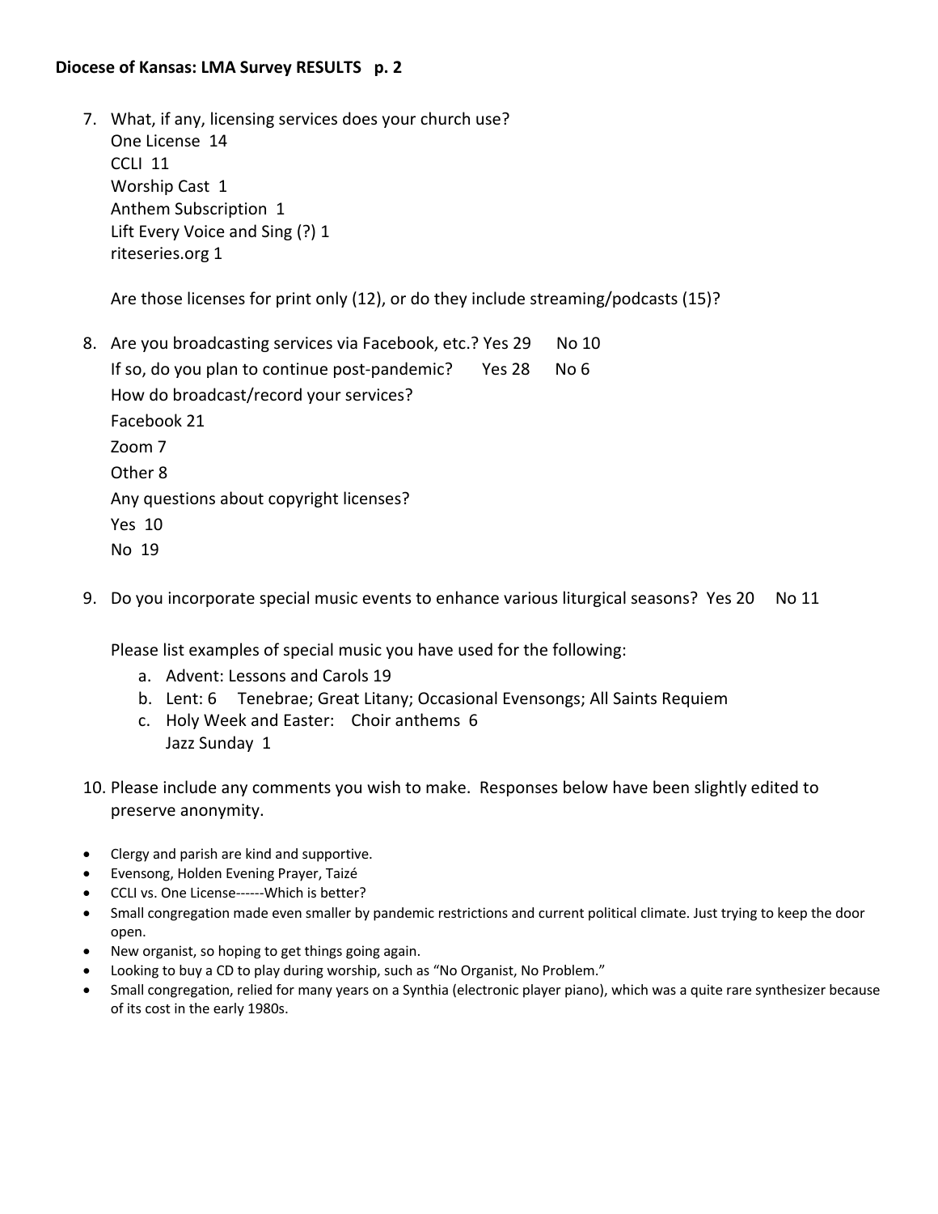**Diocese of Kansas: LMA Survey RESULTS p. 2**

7. What, if any, licensing services does your church use?
   One License 14
   CCLI 11
   Worship Cast 1
   Anthem Subscription 1
   Lift Every Voice and Sing (?) 1
   riteseries.org 1

   Are those licenses for print only (12), or do they include streaming/podcasts (15)?

8. Are you broadcasting services via Facebook, etc.? Yes 29 No 10
   If so, do you plan to continue post-pandemic? Yes 28 No 6
   How do broadcast/record your services?
   Facebook 21
   Zoom 7
   Other 8
   Any questions about copyright licenses?
   Yes 10
   No 19

9. Do you incorporate special music events to enhance various liturgical seasons? Yes 20 No 11

   Please list examples of special music you have used for the following:
   a. Advent: Lessons and Carols 19
   b. Lent: 6 Tenebrae; Great Litany; Occasional Evensongs; All Saints Requiem
   c. Holy Week and Easter: Choir anthems 6
      Jazz Sunday 1

10. Please include any comments you wish to make. Responses below have been slightly edited to preserve anonymity.

- Clergy and parish are kind and supportive.
- Evensong, Holden Evening Prayer, Taizé
- CCLI vs. One License------Which is better?
- Small congregation made even smaller by pandemic restrictions and current political climate. Just trying to keep the door open.
- New organist, so hoping to get things going again.
- Looking to buy a CD to play during worship, such as "No Organist, No Problem."
- Small congregation, relied for many years on a Synthia (electronic player piano), which was a quite rare synthesizer because of its cost in the early 1980s.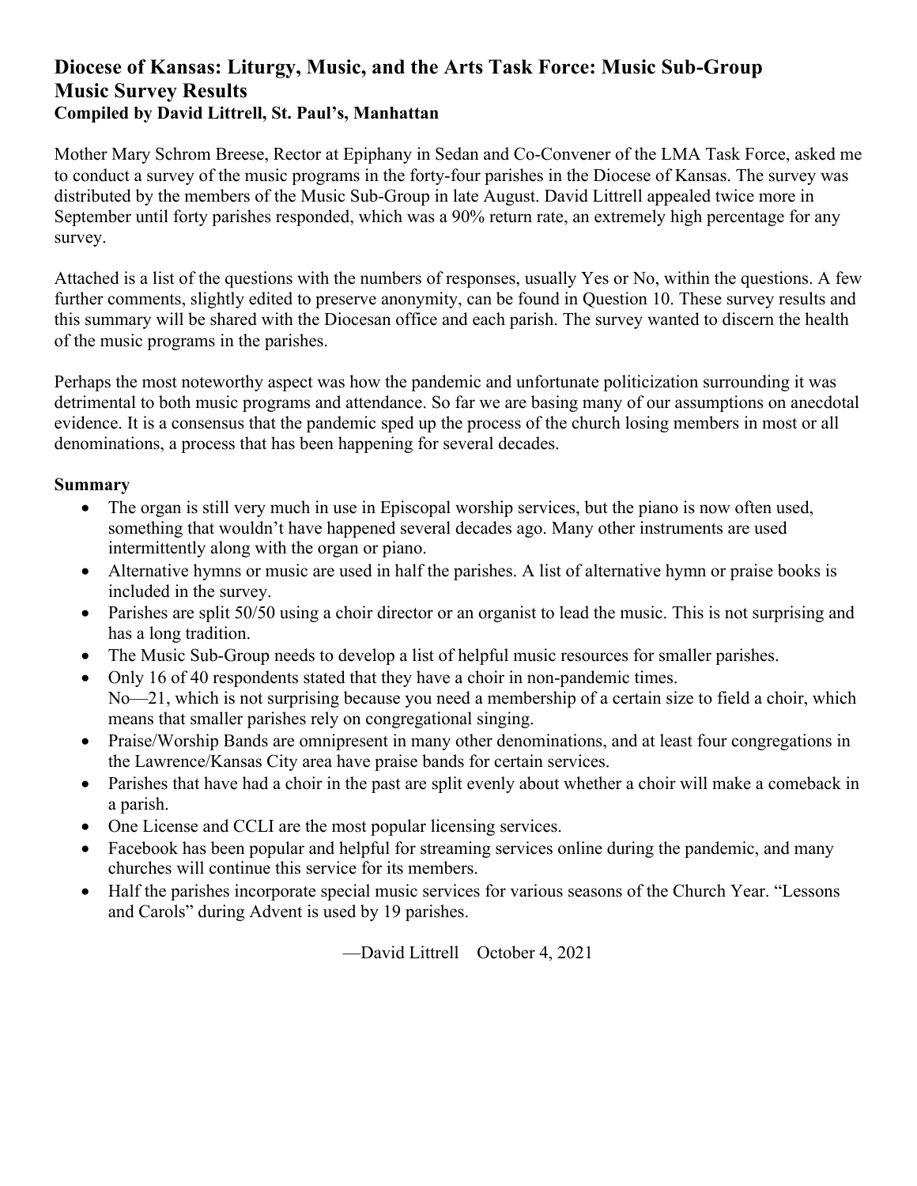# Diocese of Kansas: Liturgy, Music, and the Arts Task Force: Music Sub-Group
# Music Survey Results

**Compiled by David Littrell, St. Paul's, Manhattan**

Mother Mary Schrom Breese, Rector at Epiphany in Sedan and Co-Convener of the LMA Task Force, asked me to conduct a survey of the music programs in the forty-four parishes in the Diocese of Kansas. The survey was distributed by the members of the Music Sub-Group in late August. David Littrell appealed twice more in September until forty parishes responded, which was a 90% return rate, an extremely high percentage for any survey.

Attached is a list of the questions with the numbers of responses, usually Yes or No, within the questions. A few further comments, slightly edited to preserve anonymity, can be found in Question 10. These survey results and this summary will be shared with the Diocesan office and each parish. The survey wanted to discern the health of the music programs in the parishes.

Perhaps the most noteworthy aspect was how the pandemic and unfortunate politicization surrounding it was detrimental to both music programs and attendance. So far we are basing many of our assumptions on anecdotal evidence. It is a consensus that the pandemic sped up the process of the church losing members in most or all denominations, a process that has been happening for several decades.

**Summary**

- The organ is still very much in use in Episcopal worship services, but the piano is now often used, something that wouldn't have happened several decades ago. Many other instruments are used intermittently along with the organ or piano.
- Alternative hymns or music are used in half the parishes. A list of alternative hymn or praise books is included in the survey.
- Parishes are split 50/50 using a choir director or an organist to lead the music. This is not surprising and has a long tradition.
- The Music Sub-Group needs to develop a list of helpful music resources for smaller parishes.
- Only 16 of 40 respondents stated that they have a choir in non-pandemic times.
  No—21, which is not surprising because you need a membership of a certain size to field a choir, which means that smaller parishes rely on congregational singing.
- Praise/Worship Bands are omnipresent in many other denominations, and at least four congregations in the Lawrence/Kansas City area have praise bands for certain services.
- Parishes that have had a choir in the past are split evenly about whether a choir will make a comeback in a parish.
- One License and CCLI are the most popular licensing services.
- Facebook has been popular and helpful for streaming services online during the pandemic, and many churches will continue this service for its members.
- Half the parishes incorporate special music services for various seasons of the Church Year. "Lessons and Carols" during Advent is used by 19 parishes.

—David Littrell October 4, 2021